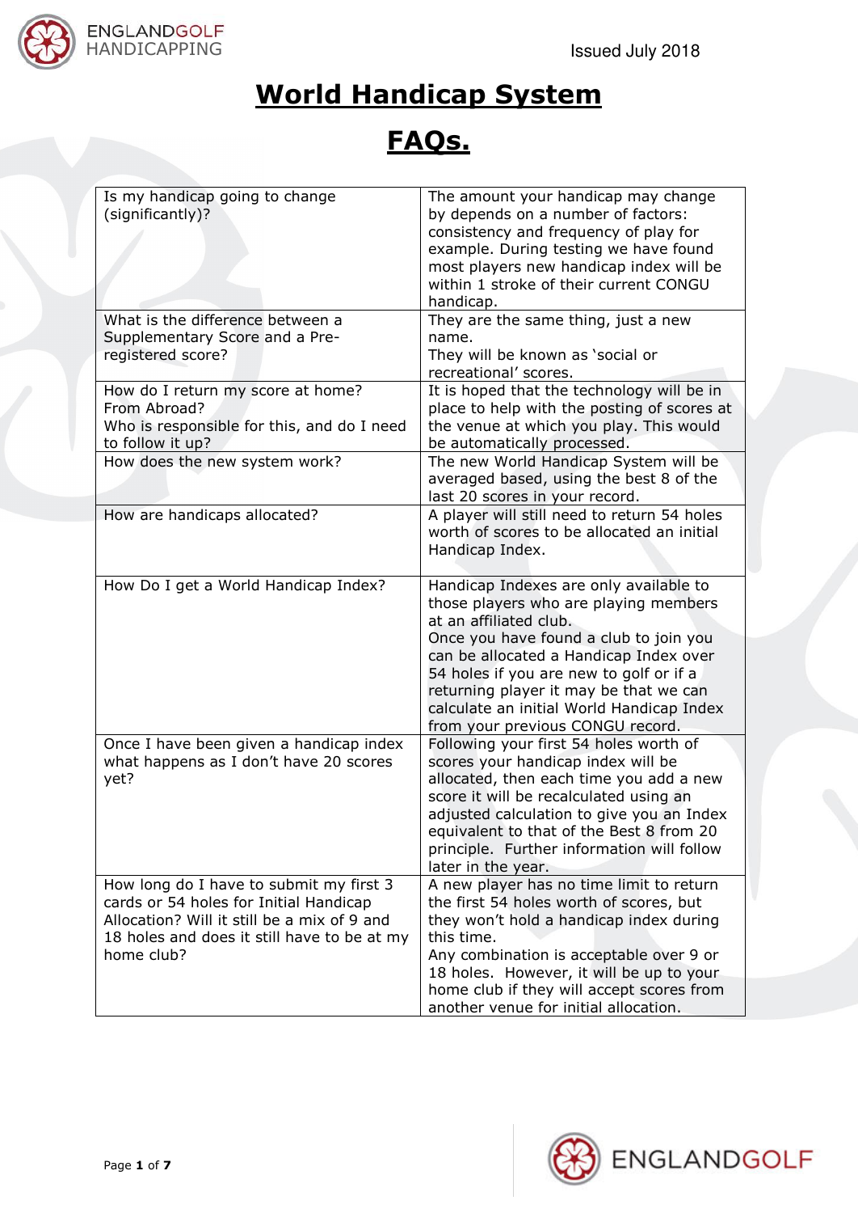Issued July 2018

# World Handicap System

# FAQs.

| Question | Answer |
|---|---|
| Is my handicap going to change (significantly)? | The amount your handicap may change by depends on a number of factors: consistency and frequency of play for example. During testing we have found most players new handicap index will be within 1 stroke of their current CONGU handicap. |
| What is the difference between a Supplementary Score and a Pre-registered score? | They are the same thing, just a new name.<br>They will be known as 'social or recreational' scores. |
| How do I return my score at home? From Abroad?<br>Who is responsible for this, and do I need to follow it up? | It is hoped that the technology will be in place to help with the posting of scores at the venue at which you play. This would be automatically processed. |
| How does the new system work? | The new World Handicap System will be averaged based, using the best 8 of the last 20 scores in your record. |
| How are handicaps allocated? | A player will still need to return 54 holes worth of scores to be allocated an initial Handicap Index. |
| How Do I get a World Handicap Index? | Handicap Indexes are only available to those players who are playing members at an affiliated club.<br>Once you have found a club to join you can be allocated a Handicap Index over 54 holes if you are new to golf or if a returning player it may be that we can calculate an initial World Handicap Index from your previous CONGU record. |
| Once I have been given a handicap index what happens as I don't have 20 scores yet? | Following your first 54 holes worth of scores your handicap index will be allocated, then each time you add a new score it will be recalculated using an adjusted calculation to give you an Index equivalent to that of the Best 8 from 20 principle. Further information will follow later in the year. |
| How long do I have to submit my first 3 cards or 54 holes for Initial Handicap Allocation? Will it still be a mix of 9 and 18 holes and does it still have to be at my home club? | A new player has no time limit to return the first 54 holes worth of scores, but they won't hold a handicap index during this time.<br>Any combination is acceptable over 9 or 18 holes. However, it will be up to your home club if they will accept scores from another venue for initial allocation. |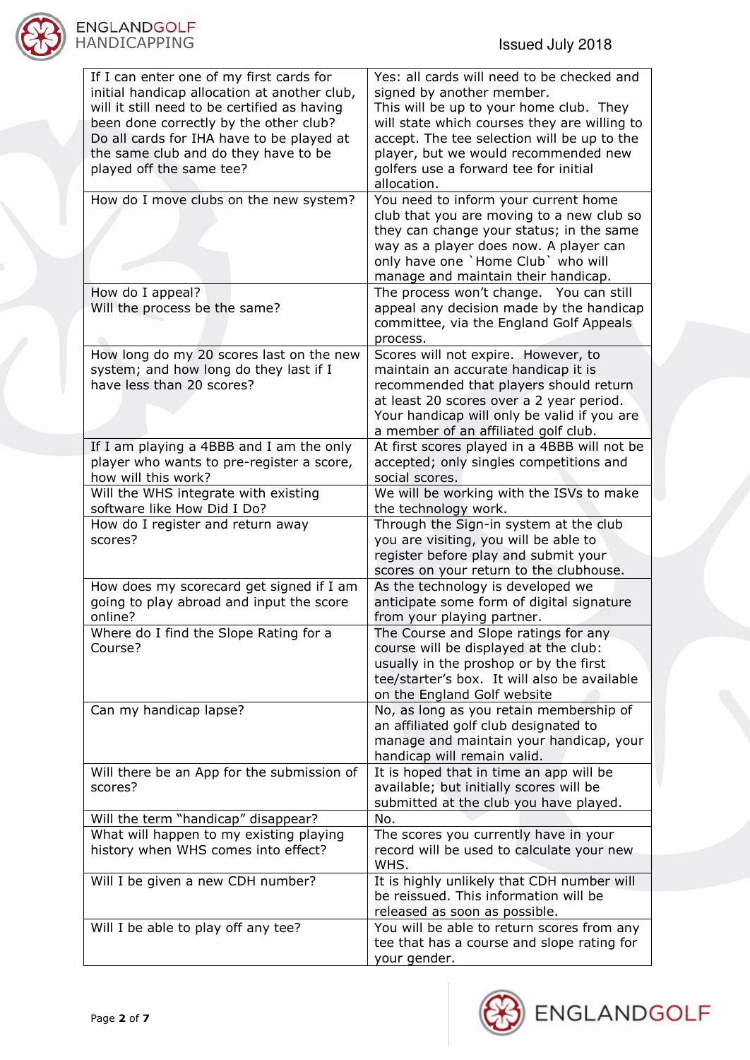| | |
|---|---|
| If I can enter one of my first cards for initial handicap allocation at another club, will it still need to be certified as having been done correctly by the other club? Do all cards for IHA have to be played at the same club and do they have to be played off the same tee? | Yes: all cards will need to be checked and signed by another member. This will be up to your home club. They will state which courses they are willing to accept. The tee selection will be up to the player, but we would recommended new golfers use a forward tee for initial allocation. |
| How do I move clubs on the new system? | You need to inform your current home club that you are moving to a new club so they can change your status; in the same way as a player does now. A player can only have one `Home Club` who will manage and maintain their handicap. |
| How do I appeal? Will the process be the same? | The process won't change. You can still appeal any decision made by the handicap committee, via the England Golf Appeals process. |
| How long do my 20 scores last on the new system; and how long do they last if I have less than 20 scores? | Scores will not expire. However, to maintain an accurate handicap it is recommended that players should return at least 20 scores over a 2 year period. Your handicap will only be valid if you are a member of an affiliated golf club. |
| If I am playing a 4BBB and I am the only player who wants to pre-register a score, how will this work? | At first scores played in a 4BBB will not be accepted; only singles competitions and social scores. |
| Will the WHS integrate with existing software like How Did I Do? | We will be working with the ISVs to make the technology work. |
| How do I register and return away scores? | Through the Sign-in system at the club you are visiting, you will be able to register before play and submit your scores on your return to the clubhouse. |
| How does my scorecard get signed if I am going to play abroad and input the score online? | As the technology is developed we anticipate some form of digital signature from your playing partner. |
| Where do I find the Slope Rating for a Course? | The Course and Slope ratings for any course will be displayed at the club: usually in the proshop or by the first tee/starter's box. It will also be available on the England Golf website |
| Can my handicap lapse? | No, as long as you retain membership of an affiliated golf club designated to manage and maintain your handicap, your handicap will remain valid. |
| Will there be an App for the submission of scores? | It is hoped that in time an app will be available; but initially scores will be submitted at the club you have played. |
| Will the term "handicap" disappear? | No. |
| What will happen to my existing playing history when WHS comes into effect? | The scores you currently have in your record will be used to calculate your new WHS. |
| Will I be given a new CDH number? | It is highly unlikely that CDH number will be reissued. This information will be released as soon as possible. |
| Will I be able to play off any tee? | You will be able to return scores from any tee that has a course and slope rating for your gender. |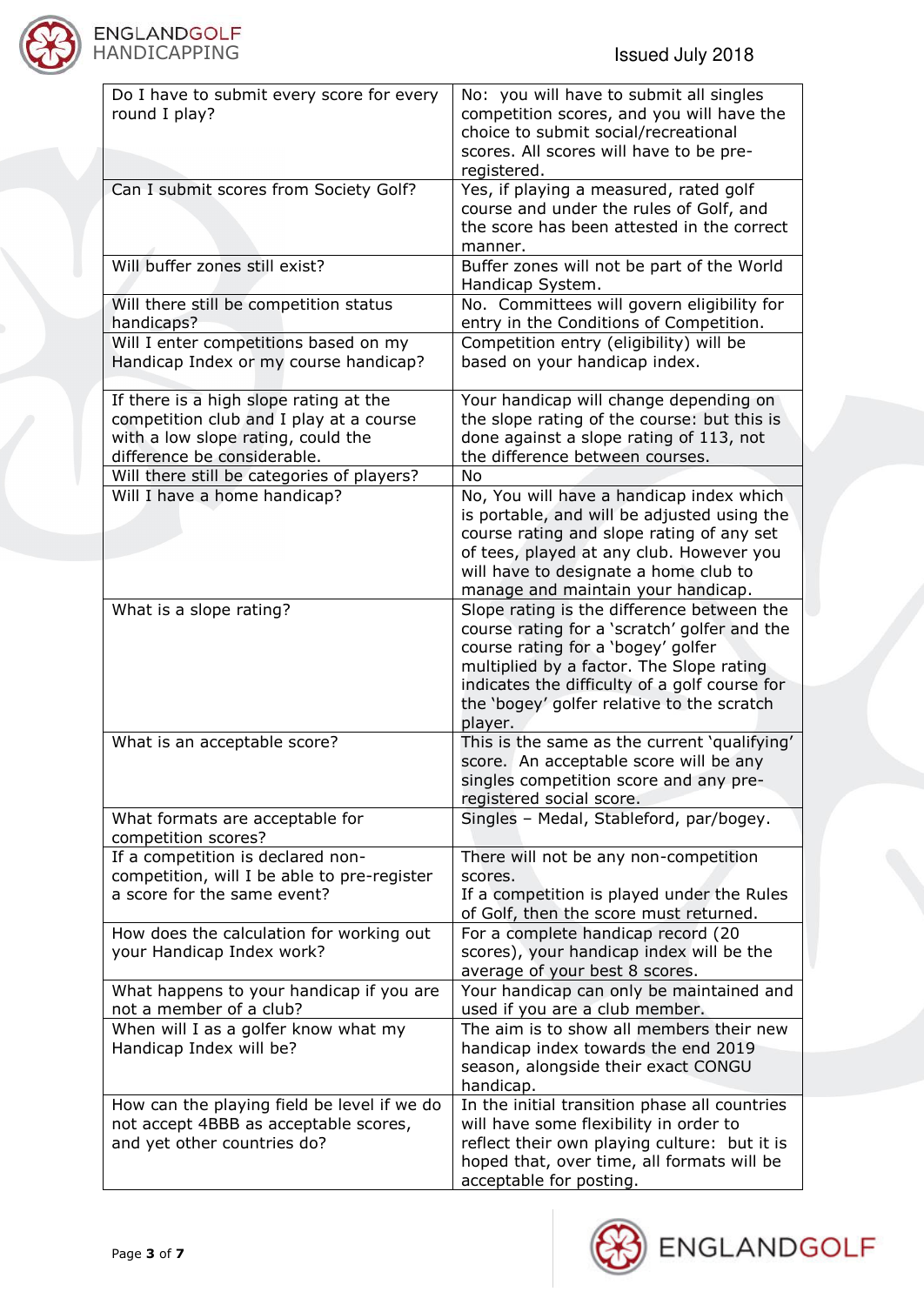| Do I have to submit every score for every round I play? | No: you will have to submit all singles competition scores, and you will have the choice to submit social/recreational scores. All scores will have to be pre-registered. |
|---|---|
| Can I submit scores from Society Golf? | Yes, if playing a measured, rated golf course and under the rules of Golf, and the score has been attested in the correct manner. |
| Will buffer zones still exist? | Buffer zones will not be part of the World Handicap System. |
| Will there still be competition status handicaps? | No. Committees will govern eligibility for entry in the Conditions of Competition. |
| Will I enter competitions based on my Handicap Index or my course handicap? | Competition entry (eligibility) will be based on your handicap index. |
| If there is a high slope rating at the competition club and I play at a course with a low slope rating, could the difference be considerable. | Your handicap will change depending on the slope rating of the course: but this is done against a slope rating of 113, not the difference between courses. |
| Will there still be categories of players? | No |
| Will I have a home handicap? | No, You will have a handicap index which is portable, and will be adjusted using the course rating and slope rating of any set of tees, played at any club. However you will have to designate a home club to manage and maintain your handicap. |
| What is a slope rating? | Slope rating is the difference between the course rating for a 'scratch' golfer and the course rating for a 'bogey' golfer multiplied by a factor. The Slope rating indicates the difficulty of a golf course for the 'bogey' golfer relative to the scratch player. |
| What is an acceptable score? | This is the same as the current 'qualifying' score. An acceptable score will be any singles competition score and any pre-registered social score. |
| What formats are acceptable for competition scores? | Singles – Medal, Stableford, par/bogey. |
| If a competition is declared non-competition, will I be able to pre-register a score for the same event? | There will not be any non-competition scores.<br>If a competition is played under the Rules of Golf, then the score must returned. |
| How does the calculation for working out your Handicap Index work? | For a complete handicap record (20 scores), your handicap index will be the average of your best 8 scores. |
| What happens to your handicap if you are not a member of a club? | Your handicap can only be maintained and used if you are a club member. |
| When will I as a golfer know what my Handicap Index will be? | The aim is to show all members their new handicap index towards the end 2019 season, alongside their exact CONGU handicap. |
| How can the playing field be level if we do not accept 4BBB as acceptable scores, and yet other countries do? | In the initial transition phase all countries will have some flexibility in order to reflect their own playing culture: but it is hoped that, over time, all formats will be acceptable for posting. |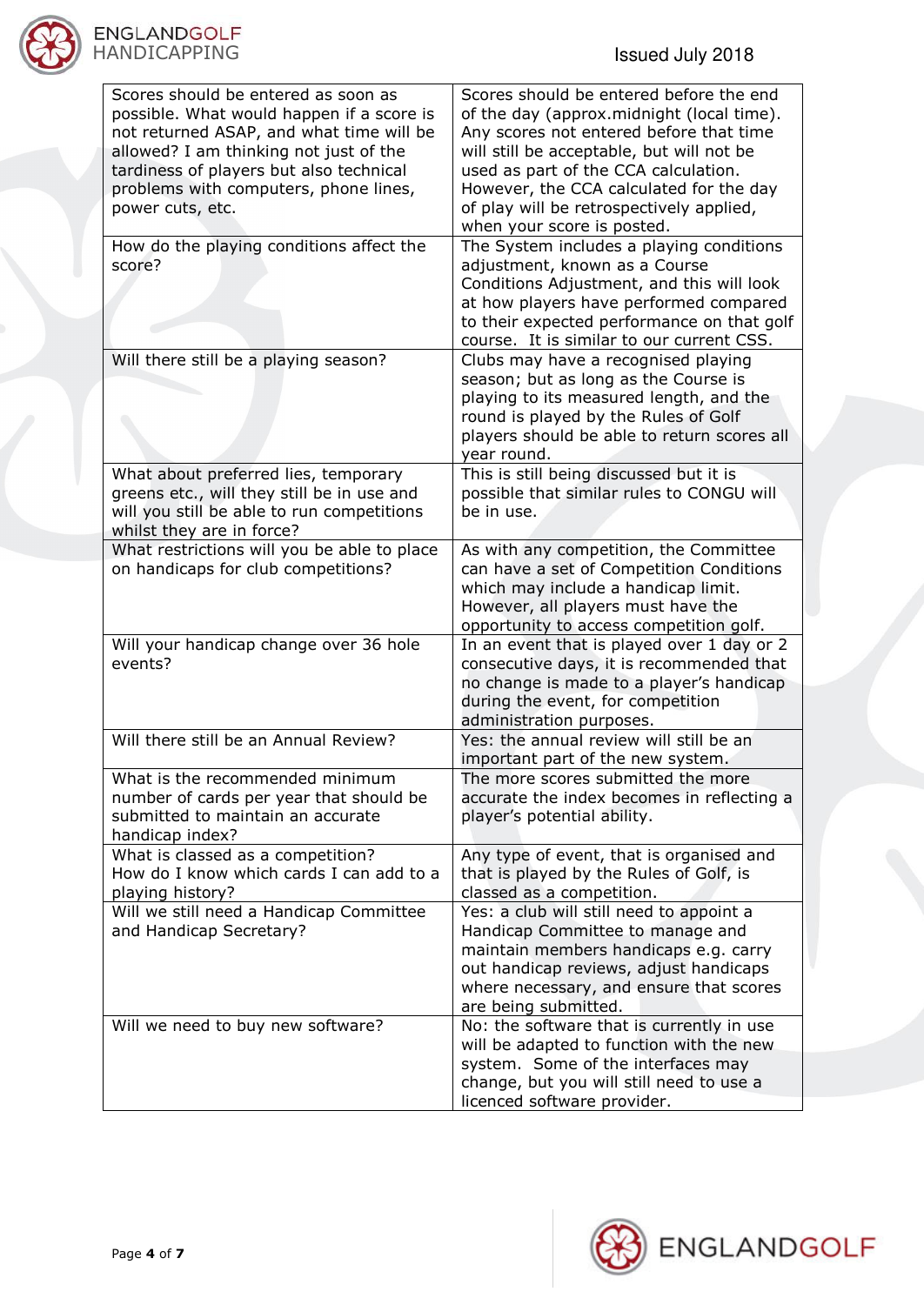| | |
|---|---|
| Scores should be entered as soon as possible. What would happen if a score is not returned ASAP, and what time will be allowed? I am thinking not just of the tardiness of players but also technical problems with computers, phone lines, power cuts, etc. | Scores should be entered before the end of the day (approx.midnight (local time). Any scores not entered before that time will still be acceptable, but will not be used as part of the CCA calculation. However, the CCA calculated for the day of play will be retrospectively applied, when your score is posted. |
| How do the playing conditions affect the score? | The System includes a playing conditions adjustment, known as a Course Conditions Adjustment, and this will look at how players have performed compared to their expected performance on that golf course. It is similar to our current CSS. |
| Will there still be a playing season? | Clubs may have a recognised playing season; but as long as the Course is playing to its measured length, and the round is played by the Rules of Golf players should be able to return scores all year round. |
| What about preferred lies, temporary greens etc., will they still be in use and will you still be able to run competitions whilst they are in force? | This is still being discussed but it is possible that similar rules to CONGU will be in use. |
| What restrictions will you be able to place on handicaps for club competitions? | As with any competition, the Committee can have a set of Competition Conditions which may include a handicap limit. However, all players must have the opportunity to access competition golf. |
| Will your handicap change over 36 hole events? | In an event that is played over 1 day or 2 consecutive days, it is recommended that no change is made to a player's handicap during the event, for competition administration purposes. |
| Will there still be an Annual Review? | Yes: the annual review will still be an important part of the new system. |
| What is the recommended minimum number of cards per year that should be submitted to maintain an accurate handicap index? | The more scores submitted the more accurate the index becomes in reflecting a player's potential ability. |
| What is classed as a competition? How do I know which cards I can add to a playing history? | Any type of event, that is organised and that is played by the Rules of Golf, is classed as a competition. |
| Will we still need a Handicap Committee and Handicap Secretary? | Yes: a club will still need to appoint a Handicap Committee to manage and maintain members handicaps e.g. carry out handicap reviews, adjust handicaps where necessary, and ensure that scores are being submitted. |
| Will we need to buy new software? | No: the software that is currently in use will be adapted to function with the new system. Some of the interfaces may change, but you will still need to use a licenced software provider. |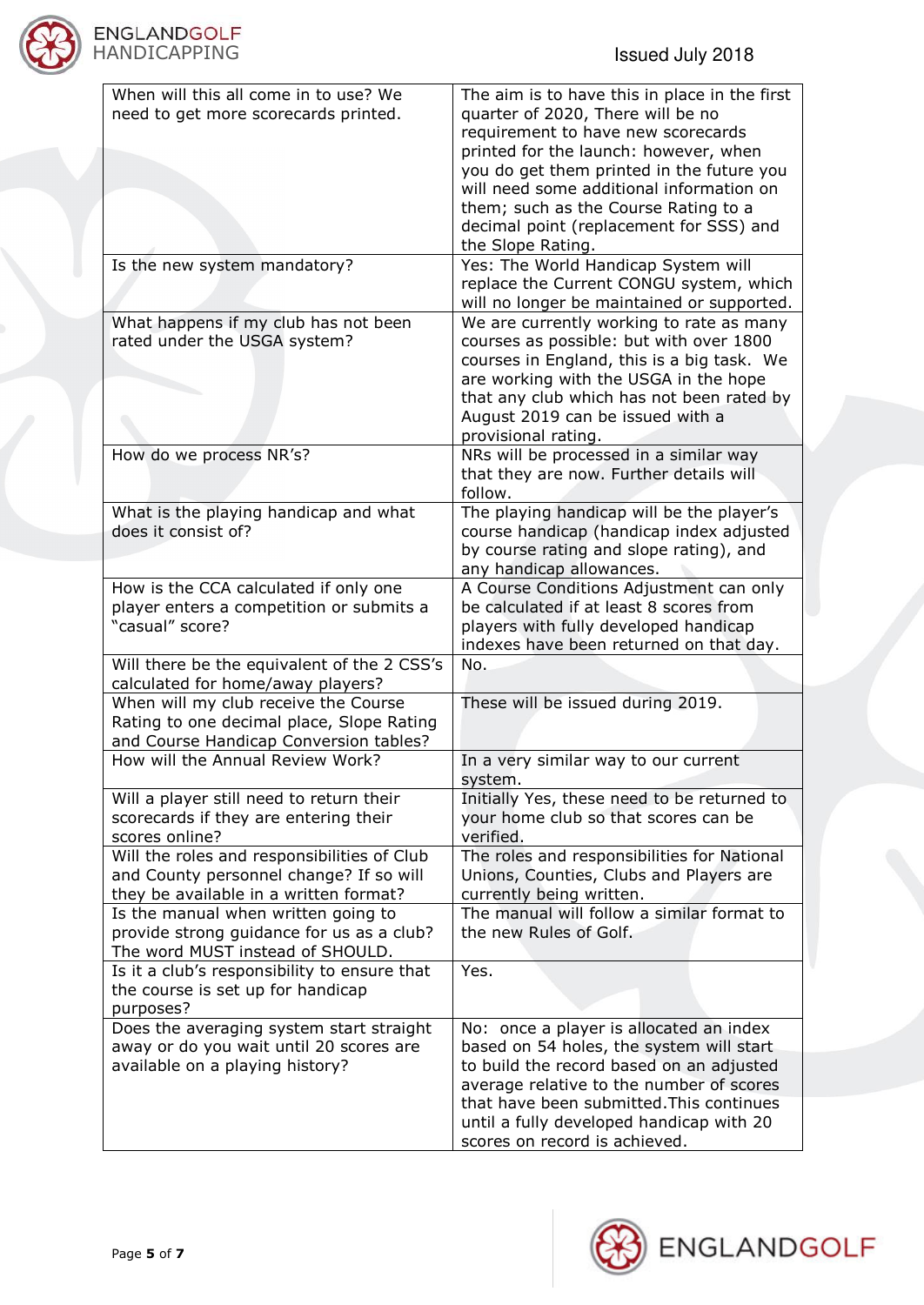| When will this all come in to use? We need to get more scorecards printed. | The aim is to have this in place in the first quarter of 2020, There will be no requirement to have new scorecards printed for the launch: however, when you do get them printed in the future you will need some additional information on them; such as the Course Rating to a decimal point (replacement for SSS) and the Slope Rating. |
|---|---|
| Is the new system mandatory? | Yes: The World Handicap System will replace the Current CONGU system, which will no longer be maintained or supported. |
| What happens if my club has not been rated under the USGA system? | We are currently working to rate as many courses as possible: but with over 1800 courses in England, this is a big task. We are working with the USGA in the hope that any club which has not been rated by August 2019 can be issued with a provisional rating. |
| How do we process NR's? | NRs will be processed in a similar way that they are now. Further details will follow. |
| What is the playing handicap and what does it consist of? | The playing handicap will be the player's course handicap (handicap index adjusted by course rating and slope rating), and any handicap allowances. |
| How is the CCA calculated if only one player enters a competition or submits a "casual" score? | A Course Conditions Adjustment can only be calculated if at least 8 scores from players with fully developed handicap indexes have been returned on that day. |
| Will there be the equivalent of the 2 CSS's calculated for home/away players? | No. |
| When will my club receive the Course Rating to one decimal place, Slope Rating and Course Handicap Conversion tables? | These will be issued during 2019. |
| How will the Annual Review Work? | In a very similar way to our current system. |
| Will a player still need to return their scorecards if they are entering their scores online? | Initially Yes, these need to be returned to your home club so that scores can be verified. |
| Will the roles and responsibilities of Club and County personnel change? If so will they be available in a written format? | The roles and responsibilities for National Unions, Counties, Clubs and Players are currently being written. |
| Is the manual when written going to provide strong guidance for us as a club? The word MUST instead of SHOULD. | The manual will follow a similar format to the new Rules of Golf. |
| Is it a club's responsibility to ensure that the course is set up for handicap purposes? | Yes. |
| Does the averaging system start straight away or do you wait until 20 scores are available on a playing history? | No: once a player is allocated an index based on 54 holes, the system will start to build the record based on an adjusted average relative to the number of scores that have been submitted.This continues until a fully developed handicap with 20 scores on record is achieved. |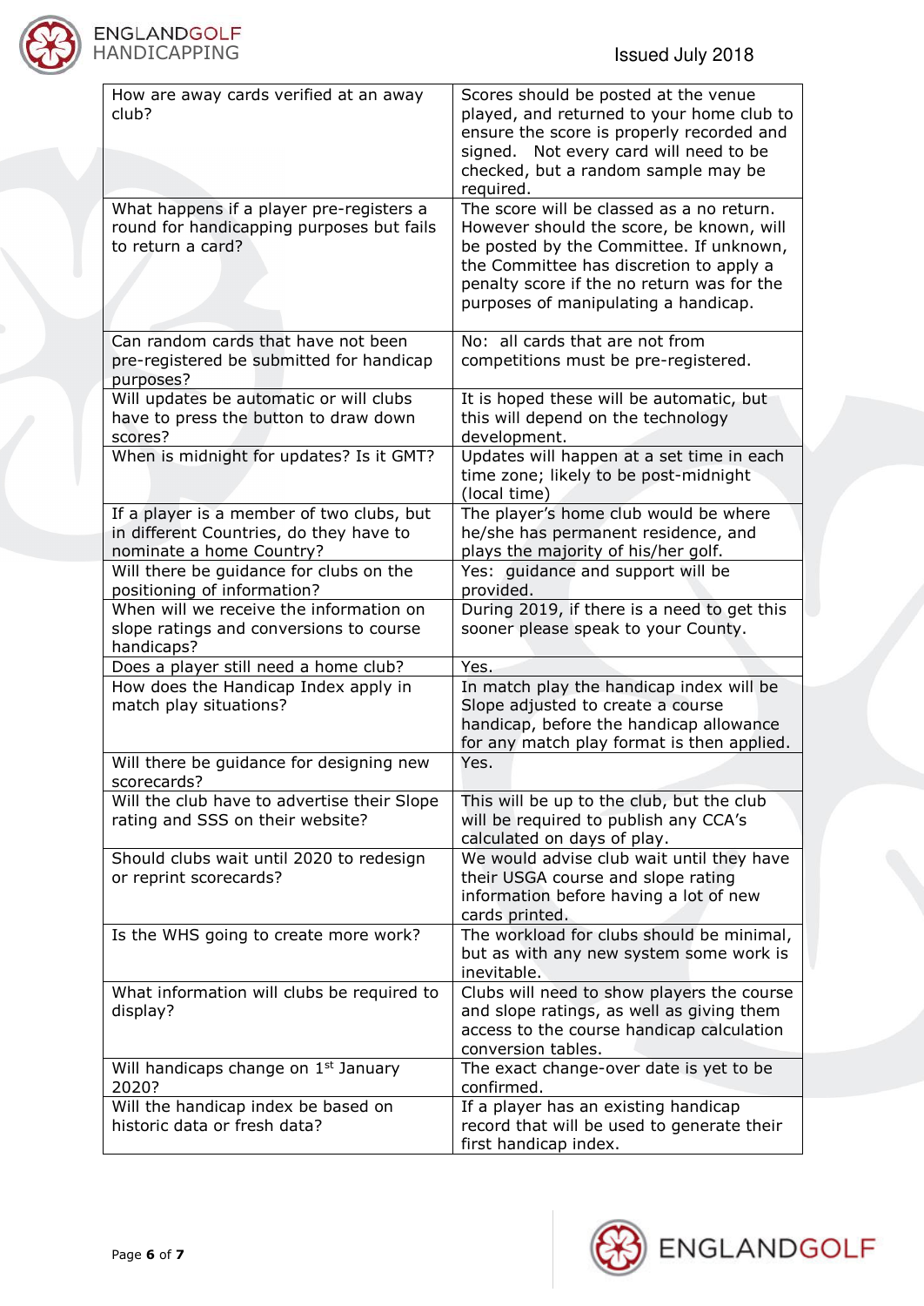| How are away cards verified at an away club? | Scores should be posted at the venue played, and returned to your home club to ensure the score is properly recorded and signed. Not every card will need to be checked, but a random sample may be required. |
|---|---|
| What happens if a player pre-registers a round for handicapping purposes but fails to return a card? | The score will be classed as a no return. However should the score, be known, will be posted by the Committee. If unknown, the Committee has discretion to apply a penalty score if the no return was for the purposes of manipulating a handicap. |
| Can random cards that have not been pre-registered be submitted for handicap purposes? | No: all cards that are not from competitions must be pre-registered. |
| Will updates be automatic or will clubs have to press the button to draw down scores? | It is hoped these will be automatic, but this will depend on the technology development. |
| When is midnight for updates? Is it GMT? | Updates will happen at a set time in each time zone; likely to be post-midnight (local time) |
| If a player is a member of two clubs, but in different Countries, do they have to nominate a home Country? | The player's home club would be where he/she has permanent residence, and plays the majority of his/her golf. |
| Will there be guidance for clubs on the positioning of information? | Yes: guidance and support will be provided. |
| When will we receive the information on slope ratings and conversions to course handicaps? | During 2019, if there is a need to get this sooner please speak to your County. |
| Does a player still need a home club? | Yes. |
| How does the Handicap Index apply in match play situations? | In match play the handicap index will be Slope adjusted to create a course handicap, before the handicap allowance for any match play format is then applied. |
| Will there be guidance for designing new scorecards? | Yes. |
| Will the club have to advertise their Slope rating and SSS on their website? | This will be up to the club, but the club will be required to publish any CCA's calculated on days of play. |
| Should clubs wait until 2020 to redesign or reprint scorecards? | We would advise club wait until they have their USGA course and slope rating information before having a lot of new cards printed. |
| Is the WHS going to create more work? | The workload for clubs should be minimal, but as with any new system some work is inevitable. |
| What information will clubs be required to display? | Clubs will need to show players the course and slope ratings, as well as giving them access to the course handicap calculation conversion tables. |
| Will handicaps change on 1st January 2020? | The exact change-over date is yet to be confirmed. |
| Will the handicap index be based on historic data or fresh data? | If a player has an existing handicap record that will be used to generate their first handicap index. |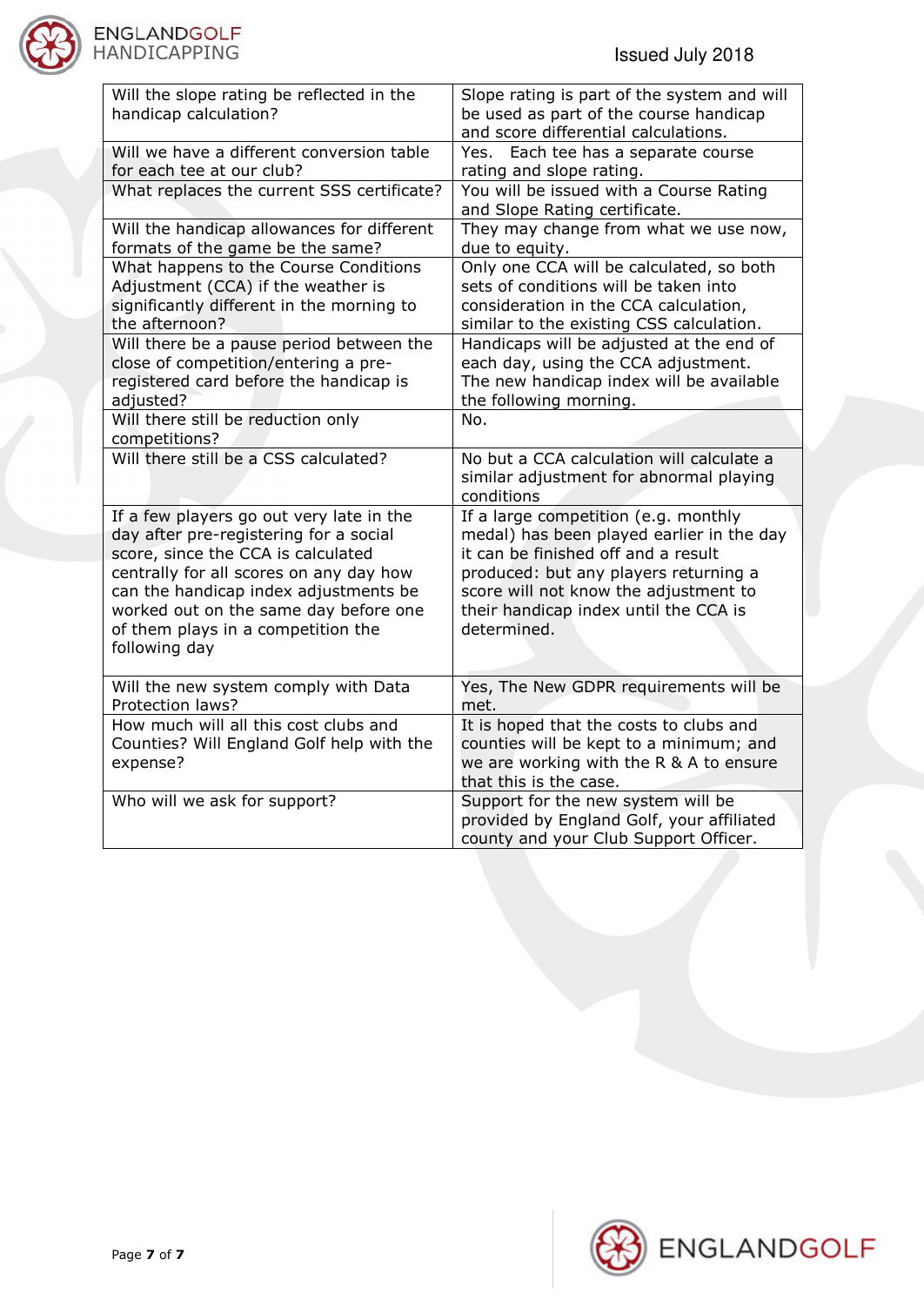| | |
|---|---|
| Will the slope rating be reflected in the handicap calculation? | Slope rating is part of the system and will be used as part of the course handicap and score differential calculations. |
| Will we have a different conversion table for each tee at our club? | Yes. Each tee has a separate course rating and slope rating. |
| What replaces the current SSS certificate? | You will be issued with a Course Rating and Slope Rating certificate. |
| Will the handicap allowances for different formats of the game be the same? | They may change from what we use now, due to equity. |
| What happens to the Course Conditions Adjustment (CCA) if the weather is significantly different in the morning to the afternoon? | Only one CCA will be calculated, so both sets of conditions will be taken into consideration in the CCA calculation, similar to the existing CSS calculation. |
| Will there be a pause period between the close of competition/entering a pre-registered card before the handicap is adjusted? | Handicaps will be adjusted at the end of each day, using the CCA adjustment. The new handicap index will be available the following morning. |
| Will there still be reduction only competitions? | No. |
| Will there still be a CSS calculated? | No but a CCA calculation will calculate a similar adjustment for abnormal playing conditions |
| If a few players go out very late in the day after pre-registering for a social score, since the CCA is calculated centrally for all scores on any day how can the handicap index adjustments be worked out on the same day before one of them plays in a competition the following day | If a large competition (e.g. monthly medal) has been played earlier in the day it can be finished off and a result produced: but any players returning a score will not know the adjustment to their handicap index until the CCA is determined. |
| Will the new system comply with Data Protection laws? | Yes, The New GDPR requirements will be met. |
| How much will all this cost clubs and Counties? Will England Golf help with the expense? | It is hoped that the costs to clubs and counties will be kept to a minimum; and we are working with the R & A to ensure that this is the case. |
| Who will we ask for support? | Support for the new system will be provided by England Golf, your affiliated county and your Club Support Officer. |